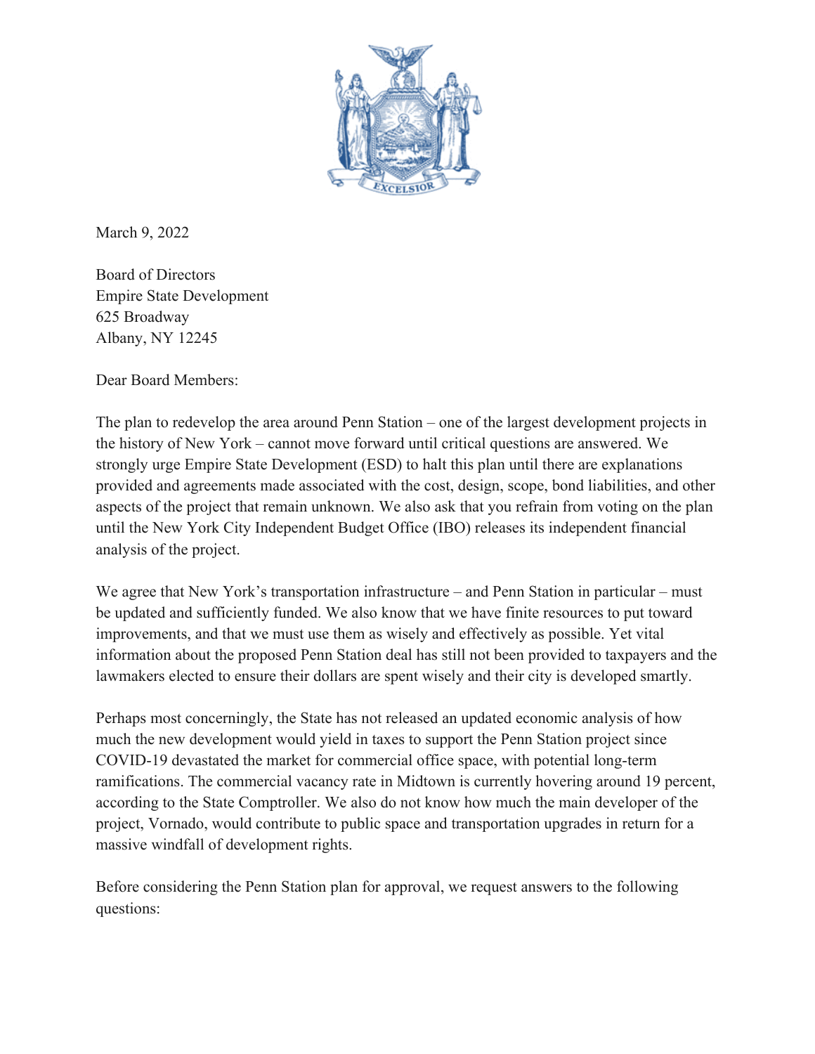March 9, 2022

Board of Directors  
Empire State Development  
625 Broadway  
Albany, NY 12245

Dear Board Members:

The plan to redevelop the area around Penn Station – one of the largest development projects in the history of New York – cannot move forward until critical questions are answered. We strongly urge Empire State Development (ESD) to halt this plan until there are explanations provided and agreements made associated with the cost, design, scope, bond liabilities, and other aspects of the project that remain unknown. We also ask that you refrain from voting on the plan until the New York City Independent Budget Office (IBO) releases its independent financial analysis of the project.

We agree that New York's transportation infrastructure – and Penn Station in particular – must be updated and sufficiently funded. We also know that we have finite resources to put toward improvements, and that we must use them as wisely and effectively as possible. Yet vital information about the proposed Penn Station deal has still not been provided to taxpayers and the lawmakers elected to ensure their dollars are spent wisely and their city is developed smartly.

Perhaps most concerningly, the State has not released an updated economic analysis of how much the new development would yield in taxes to support the Penn Station project since COVID-19 devastated the market for commercial office space, with potential long-term ramifications. The commercial vacancy rate in Midtown is currently hovering around 19 percent, according to the State Comptroller. We also do not know how much the main developer of the project, Vornado, would contribute to public space and transportation upgrades in return for a massive windfall of development rights.

Before considering the Penn Station plan for approval, we request answers to the following questions: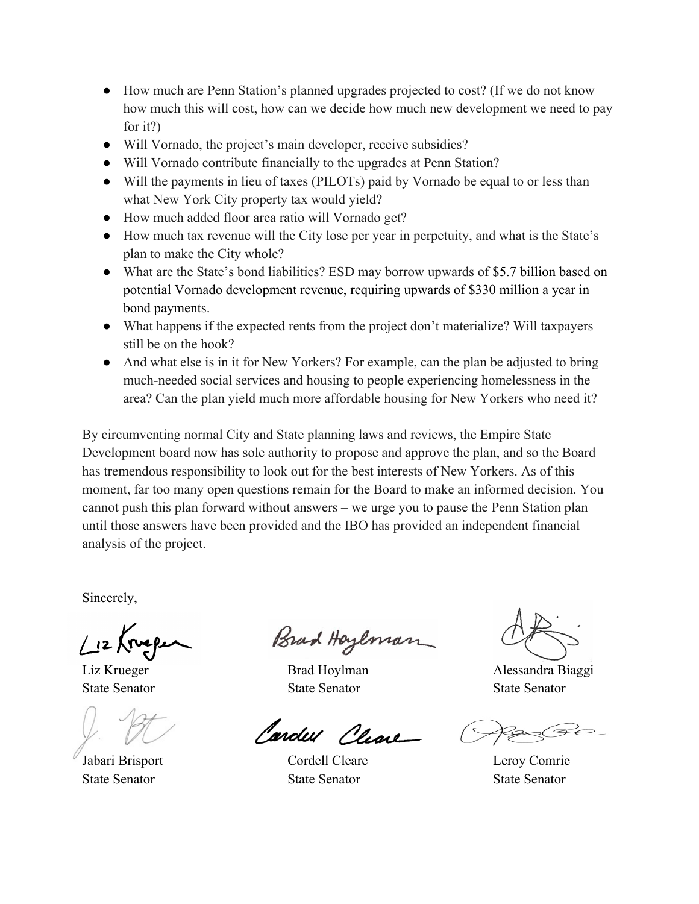- How much are Penn Station's planned upgrades projected to cost? (If we do not know how much this will cost, how can we decide how much new development we need to pay for it?)
- Will Vornado, the project's main developer, receive subsidies?
- Will Vornado contribute financially to the upgrades at Penn Station?
- Will the payments in lieu of taxes (PILOTs) paid by Vornado be equal to or less than what New York City property tax would yield?
- How much added floor area ratio will Vornado get?
- How much tax revenue will the City lose per year in perpetuity, and what is the State's plan to make the City whole?
- What are the State's bond liabilities? ESD may borrow upwards of $5.7 billion based on potential Vornado development revenue, requiring upwards of $330 million a year in bond payments.
- What happens if the expected rents from the project don't materialize? Will taxpayers still be on the hook?
- And what else is in it for New Yorkers? For example, can the plan be adjusted to bring much-needed social services and housing to people experiencing homelessness in the area? Can the plan yield much more affordable housing for New Yorkers who need it?

By circumventing normal City and State planning laws and reviews, the Empire State Development board now has sole authority to propose and approve the plan, and so the Board has tremendous responsibility to look out for the best interests of New Yorkers. As of this moment, far too many open questions remain for the Board to make an informed decision. You cannot push this plan forward without answers – we urge you to pause the Penn Station plan until those answers have been provided and the IBO has provided an independent financial analysis of the project.

Sincerely,

| | | |
|---|---|---|
| Liz Krueger<br>State Senator | Brad Hoylman<br>State Senator | Alessandra Biaggi<br>State Senator |
| Jabari Brisport<br>State Senator | Cordell Cleare<br>State Senator | Leroy Comrie<br>State Senator |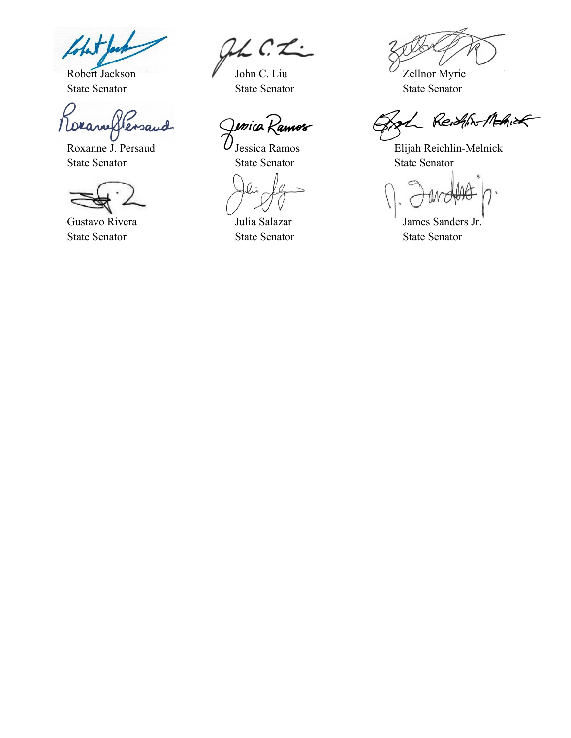| | | |
|---|---|---|
| Robert Jackson<br>State Senator | John C. Liu<br>State Senator | Zellnor Myrie<br>State Senator |
| Roxanne J. Persaud<br>State Senator | Jessica Ramos<br>State Senator | Elijah Reichlin-Melnick<br>State Senator |
| Gustavo Rivera<br>State Senator | Julia Salazar<br>State Senator | James Sanders Jr.<br>State Senator |